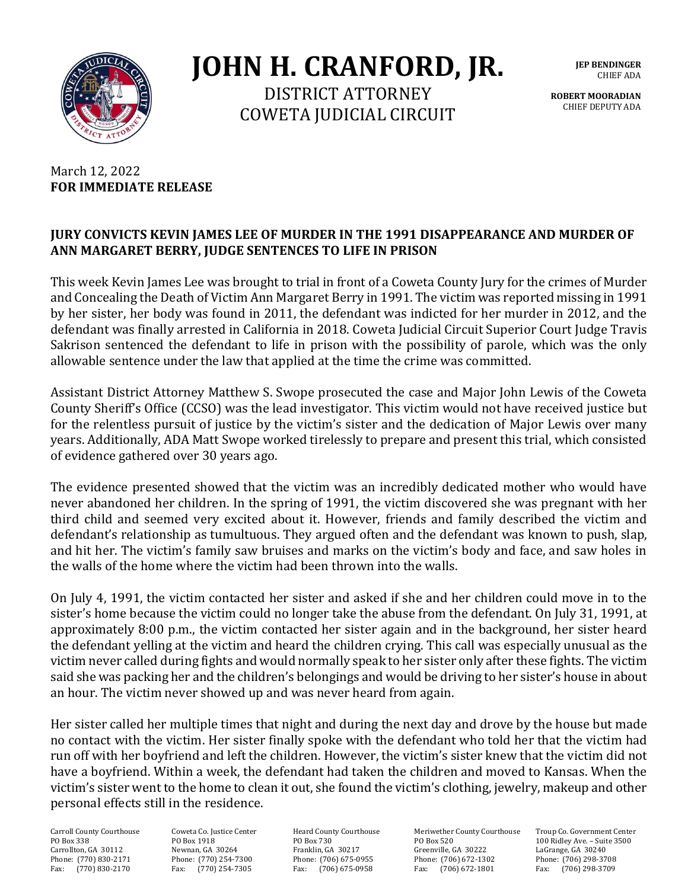# JOHN H. CRANFORD, JR.

DISTRICT ATTORNEY
COWETA JUDICIAL CIRCUIT

**JEP BENDINGER**
CHIEF ADA

**ROBERT MOORADIAN**
CHIEF DEPUTY ADA

March 12, 2022
**FOR IMMEDIATE RELEASE**

**JURY CONVICTS KEVIN JAMES LEE OF MURDER IN THE 1991 DISAPPEARANCE AND MURDER OF ANN MARGARET BERRY, JUDGE SENTENCES TO LIFE IN PRISON**

This week Kevin James Lee was brought to trial in front of a Coweta County Jury for the crimes of Murder and Concealing the Death of Victim Ann Margaret Berry in 1991. The victim was reported missing in 1991 by her sister, her body was found in 2011, the defendant was indicted for her murder in 2012, and the defendant was finally arrested in California in 2018. Coweta Judicial Circuit Superior Court Judge Travis Sakrison sentenced the defendant to life in prison with the possibility of parole, which was the only allowable sentence under the law that applied at the time the crime was committed.

Assistant District Attorney Matthew S. Swope prosecuted the case and Major John Lewis of the Coweta County Sheriff's Office (CCSO) was the lead investigator. This victim would not have received justice but for the relentless pursuit of justice by the victim's sister and the dedication of Major Lewis over many years. Additionally, ADA Matt Swope worked tirelessly to prepare and present this trial, which consisted of evidence gathered over 30 years ago.

The evidence presented showed that the victim was an incredibly dedicated mother who would have never abandoned her children. In the spring of 1991, the victim discovered she was pregnant with her third child and seemed very excited about it. However, friends and family described the victim and defendant's relationship as tumultuous. They argued often and the defendant was known to push, slap, and hit her. The victim's family saw bruises and marks on the victim's body and face, and saw holes in the walls of the home where the victim had been thrown into the walls.

On July 4, 1991, the victim contacted her sister and asked if she and her children could move in to the sister's home because the victim could no longer take the abuse from the defendant. On July 31, 1991, at approximately 8:00 p.m., the victim contacted her sister again and in the background, her sister heard the defendant yelling at the victim and heard the children crying. This call was especially unusual as the victim never called during fights and would normally speak to her sister only after these fights. The victim said she was packing her and the children's belongings and would be driving to her sister's house in about an hour. The victim never showed up and was never heard from again.

Her sister called her multiple times that night and during the next day and drove by the house but made no contact with the victim. Her sister finally spoke with the defendant who told her that the victim had run off with her boyfriend and left the children. However, the victim's sister knew that the victim did not have a boyfriend. Within a week, the defendant had taken the children and moved to Kansas. When the victim's sister went to the home to clean it out, she found the victim's clothing, jewelry, makeup and other personal effects still in the residence.

Carroll County Courthouse
PO Box 338
Carrollton, GA 30112
Phone: (770) 830-2171
Fax: (770) 830-2170

Coweta Co. Justice Center
PO Box 1918
Newnan, GA 30264
Phone: (770) 254-7300
Fax: (770) 254-7305

Heard County Courthouse
PO Box 730
Franklin, GA 30217
Phone: (706) 675-0955
Fax: (706) 675-0958

Meriwether County Courthouse
PO Box 520
Greenville, GA 30222
Phone: (706) 672-1302
Fax: (706) 672-1801

Troup Co. Government Center
100 Ridley Ave. – Suite 3500
LaGrange, GA 30240
Phone: (706) 298-3708
Fax: (706) 298-3709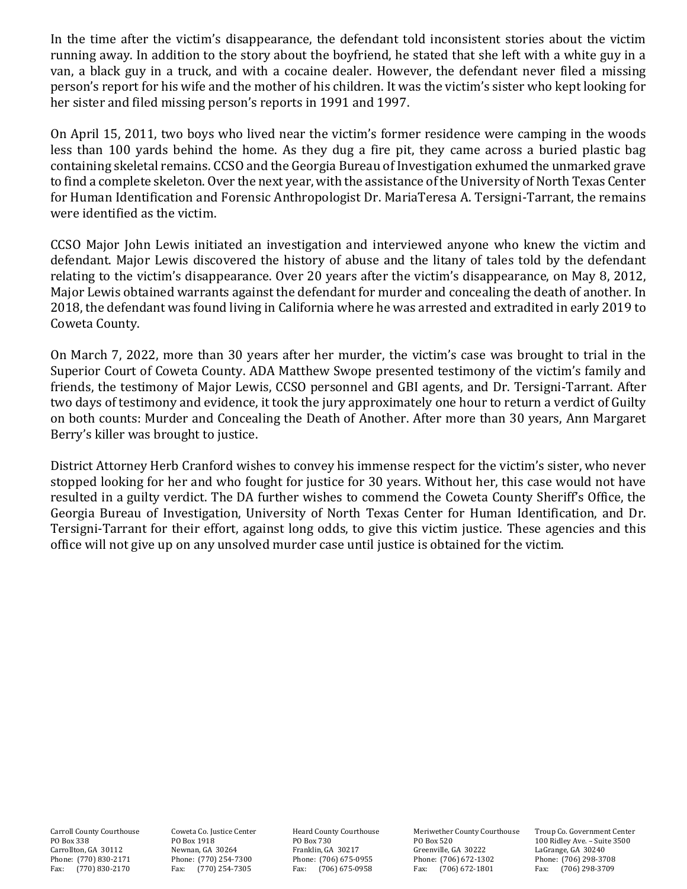In the time after the victim's disappearance, the defendant told inconsistent stories about the victim running away. In addition to the story about the boyfriend, he stated that she left with a white guy in a van, a black guy in a truck, and with a cocaine dealer. However, the defendant never filed a missing person's report for his wife and the mother of his children. It was the victim's sister who kept looking for her sister and filed missing person's reports in 1991 and 1997.

On April 15, 2011, two boys who lived near the victim's former residence were camping in the woods less than 100 yards behind the home. As they dug a fire pit, they came across a buried plastic bag containing skeletal remains. CCSO and the Georgia Bureau of Investigation exhumed the unmarked grave to find a complete skeleton. Over the next year, with the assistance of the University of North Texas Center for Human Identification and Forensic Anthropologist Dr. MariaTeresa A. Tersigni-Tarrant, the remains were identified as the victim.

CCSO Major John Lewis initiated an investigation and interviewed anyone who knew the victim and defendant. Major Lewis discovered the history of abuse and the litany of tales told by the defendant relating to the victim's disappearance. Over 20 years after the victim's disappearance, on May 8, 2012, Major Lewis obtained warrants against the defendant for murder and concealing the death of another. In 2018, the defendant was found living in California where he was arrested and extradited in early 2019 to Coweta County.

On March 7, 2022, more than 30 years after her murder, the victim's case was brought to trial in the Superior Court of Coweta County. ADA Matthew Swope presented testimony of the victim's family and friends, the testimony of Major Lewis, CCSO personnel and GBI agents, and Dr. Tersigni-Tarrant. After two days of testimony and evidence, it took the jury approximately one hour to return a verdict of Guilty on both counts: Murder and Concealing the Death of Another. After more than 30 years, Ann Margaret Berry's killer was brought to justice.

District Attorney Herb Cranford wishes to convey his immense respect for the victim's sister, who never stopped looking for her and who fought for justice for 30 years. Without her, this case would not have resulted in a guilty verdict. The DA further wishes to commend the Coweta County Sheriff's Office, the Georgia Bureau of Investigation, University of North Texas Center for Human Identification, and Dr. Tersigni-Tarrant for their effort, against long odds, to give this victim justice. These agencies and this office will not give up on any unsolved murder case until justice is obtained for the victim.